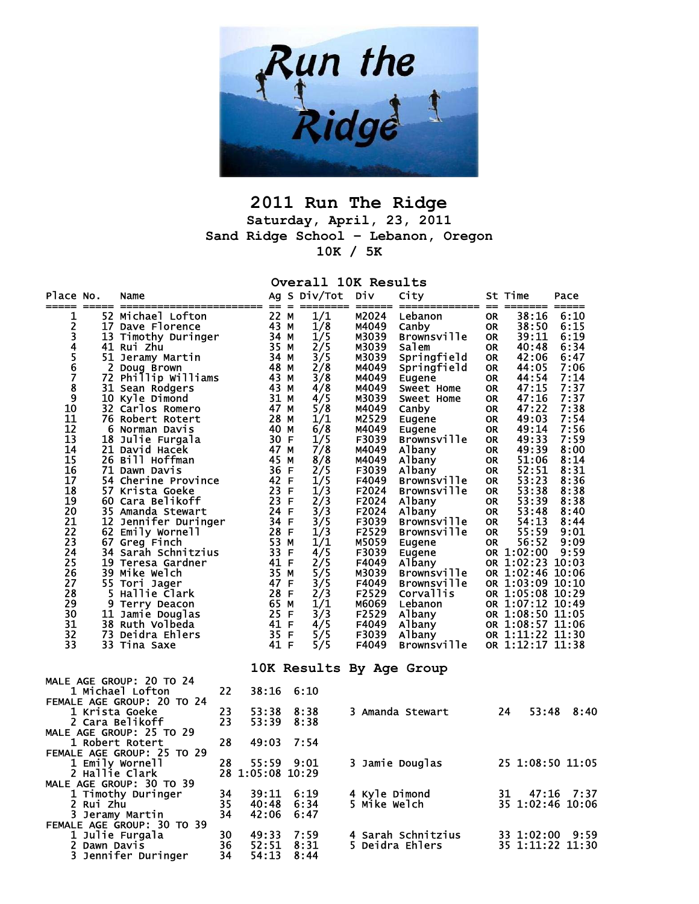# 2011 Run The Ridge

**Saturday, April, 23, 2011**
**Sand Ridge School - Lebanon, Oregon**
**10K / 5K**

## Overall 10K Results

| Place | No. | Name | Ag | S | Div/Tot | Div | City | St | Time | Pace |
|---|---|---|---|---|---|---|---|---|---|---|
| 1 | 52 | Michael Lofton | 22 | M | 1/1 | M2024 | Lebanon | OR | 38:16 | 6:10 |
| 2 | 17 | Dave Florence | 43 | M | 1/8 | M4049 | Canby | OR | 38:50 | 6:15 |
| 3 | 13 | Timothy Duringer | 34 | M | 1/5 | M3039 | Brownsville | OR | 39:11 | 6:19 |
| 4 | 41 | Rui Zhu | 35 | M | 2/5 | M3039 | Salem | OR | 40:48 | 6:34 |
| 5 | 51 | Jeramy Martin | 34 | M | 3/5 | M3039 | Springfield | OR | 42:06 | 6:47 |
| 6 | 2 | Doug Brown | 48 | M | 2/8 | M4049 | Springfield | OR | 44:05 | 7:06 |
| 7 | 72 | Phillip Williams | 43 | M | 3/8 | M4049 | Eugene | OR | 44:54 | 7:14 |
| 8 | 31 | Sean Rodgers | 43 | M | 4/8 | M4049 | Sweet Home | OR | 47:15 | 7:37 |
| 9 | 10 | Kyle Dimond | 31 | M | 4/5 | M3039 | Sweet Home | OR | 47:16 | 7:37 |
| 10 | 32 | Carlos Romero | 47 | M | 5/8 | M4049 | Canby | OR | 47:22 | 7:38 |
| 11 | 76 | Robert Rotert | 28 | M | 1/1 | M2529 | Eugene | OR | 49:03 | 7:54 |
| 12 | 6 | Norman Davis | 40 | M | 6/8 | M4049 | Eugene | OR | 49:14 | 7:56 |
| 13 | 18 | Julie Furgala | 30 | F | 1/5 | F3039 | Brownsville | OR | 49:33 | 7:59 |
| 14 | 21 | David Hacek | 47 | M | 7/8 | M4049 | Albany | OR | 49:39 | 8:00 |
| 15 | 26 | Bill Hoffman | 45 | M | 8/8 | M4049 | Albany | OR | 51:06 | 8:14 |
| 16 | 71 | Dawn Davis | 36 | F | 2/5 | F3039 | Albany | OR | 52:51 | 8:31 |
| 17 | 54 | Cherine Province | 42 | F | 1/5 | F4049 | Brownsville | OR | 53:23 | 8:36 |
| 18 | 57 | Krista Goeke | 23 | F | 1/3 | F2024 | Brownsville | OR | 53:38 | 8:38 |
| 19 | 60 | Cara Belikoff | 23 | F | 2/3 | F2024 | Albany | OR | 53:39 | 8:38 |
| 20 | 35 | Amanda Stewart | 24 | F | 3/3 | F2024 | Albany | OR | 53:48 | 8:40 |
| 21 | 12 | Jennifer Duringer | 34 | F | 3/5 | F3039 | Brownsville | OR | 54:13 | 8:44 |
| 22 | 62 | Emily Wornell | 28 | F | 1/3 | F2529 | Brownsville | OR | 55:59 | 9:01 |
| 23 | 67 | Greg Finch | 53 | M | 1/1 | M5059 | Eugene | OR | 56:52 | 9:09 |
| 24 | 34 | Sarah Schnitzius | 33 | F | 4/5 | F3039 | Eugene | OR | 1:02:00 | 9:59 |
| 25 | 19 | Teresa Gardner | 41 | F | 2/5 | F4049 | Albany | OR | 1:02:23 | 10:03 |
| 26 | 39 | Mike Welch | 35 | M | 5/5 | M3039 | Brownsville | OR | 1:02:46 | 10:06 |
| 27 | 55 | Tori Jager | 47 | F | 3/5 | F4049 | Brownsville | OR | 1:03:09 | 10:10 |
| 28 | 5 | Hallie Clark | 28 | F | 2/3 | F2529 | Corvallis | OR | 1:05:08 | 10:29 |
| 29 | 9 | Terry Deacon | 65 | M | 1/1 | M6069 | Lebanon | OR | 1:07:12 | 10:49 |
| 30 | 11 | Jamie Douglas | 25 | F | 3/3 | F2529 | Albany | OR | 1:08:50 | 11:05 |
| 31 | 38 | Ruth Volbeda | 41 | F | 4/5 | F4049 | Albany | OR | 1:08:57 | 11:06 |
| 32 | 73 | Deidra Ehlers | 35 | F | 5/5 | F3039 | Albany | OR | 1:11:22 | 11:30 |
| 33 | 33 | Tina Saxe | 41 | F | 5/5 | F4049 | Brownsville | OR | 1:12:17 | 11:38 |

## 10K Results By Age Group

**MALE AGE GROUP: 20 TO 24**

| Place | Name | Age | Time | Pace |
|---|---|---|---|---|
| 1 | Michael Lofton | 22 | 38:16 | 6:10 |

**FEMALE AGE GROUP: 20 TO 24**

| Place | Name | Age | Time | Pace |
|---|---|---|---|---|
| 1 | Krista Goeke | 23 | 53:38 | 8:38 |
| 2 | Cara Belikoff | 23 | 53:39 | 8:38 |
| 3 | Amanda Stewart | 24 | 53:48 | 8:40 |

**MALE AGE GROUP: 25 TO 29**

| Place | Name | Age | Time | Pace |
|---|---|---|---|---|
| 1 | Robert Rotert | 28 | 49:03 | 7:54 |

**FEMALE AGE GROUP: 25 TO 29**

| Place | Name | Age | Time | Pace |
|---|---|---|---|---|
| 1 | Emily Wornell | 28 | 55:59 | 9:01 |
| 2 | Hallie Clark | 28 | 1:05:08 | 10:29 |
| 3 | Jamie Douglas | 25 | 1:08:50 | 11:05 |

**MALE AGE GROUP: 30 TO 39**

| Place | Name | Age | Time | Pace |
|---|---|---|---|---|
| 1 | Timothy Duringer | 34 | 39:11 | 6:19 |
| 2 | Rui Zhu | 35 | 40:48 | 6:34 |
| 3 | Jeramy Martin | 34 | 42:06 | 6:47 |
| 4 | Kyle Dimond | 31 | 47:16 | 7:37 |
| 5 | Mike Welch | 35 | 1:02:46 | 10:06 |

**FEMALE AGE GROUP: 30 TO 39**

| Place | Name | Age | Time | Pace |
|---|---|---|---|---|
| 1 | Julie Furgala | 30 | 49:33 | 7:59 |
| 2 | Dawn Davis | 36 | 52:51 | 8:31 |
| 3 | Jennifer Duringer | 34 | 54:13 | 8:44 |
| 4 | Sarah Schnitzius | 33 | 1:02:00 | 9:59 |
| 5 | Deidra Ehlers | 35 | 1:11:22 | 11:30 |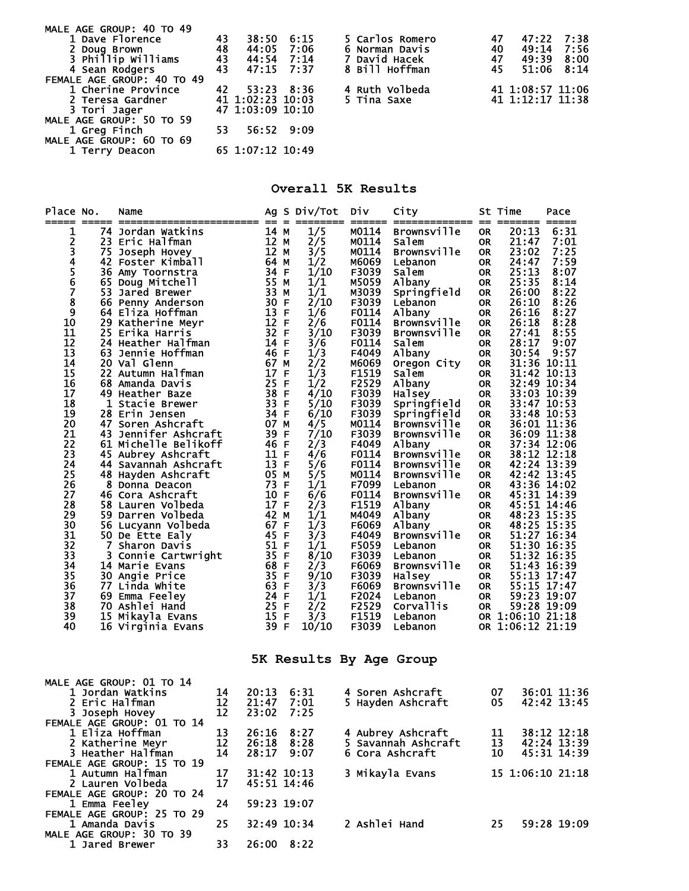MALE AGE GROUP: 40 TO 49

| Place | Name | Age | Time | Pace |
|---|---|---|---|---|
| 1 | Dave Florence | 43 | 38:50 | 6:15 |
| 2 | Doug Brown | 48 | 44:05 | 7:06 |
| 3 | Phillip Williams | 43 | 44:54 | 7:14 |
| 4 | Sean Rodgers | 43 | 47:15 | 7:37 |
| 5 | Carlos Romero | 47 | 47:22 | 7:38 |
| 6 | Norman Davis | 40 | 49:14 | 7:56 |
| 7 | David Hacek | 47 | 49:39 | 8:00 |
| 8 | Bill Hoffman | 45 | 51:06 | 8:14 |

FEMALE AGE GROUP: 40 TO 49

| Place | Name | Age | Time | Pace |
|---|---|---|---|---|
| 1 | Cherine Province | 42 | 53:23 | 8:36 |
| 2 | Teresa Gardner | 41 | 1:02:23 | 10:03 |
| 3 | Tori Jager | 47 | 1:03:09 | 10:10 |
| 4 | Ruth Volbeda | 41 | 1:08:57 | 11:06 |
| 5 | Tina Saxe | 41 | 1:12:17 | 11:38 |

MALE AGE GROUP: 50 TO 59

| Place | Name | Age | Time | Pace |
|---|---|---|---|---|
| 1 | Greg Finch | 53 | 56:52 | 9:09 |

MALE AGE GROUP: 60 TO 69

| Place | Name | Age | Time | Pace |
|---|---|---|---|---|
| 1 | Terry Deacon | 65 | 1:07:12 | 10:49 |

## Overall 5K Results

| Place | No. | Name | Ag | S | Div/Tot | Div | City | St | Time | Pace |
|---|---|---|---|---|---|---|---|---|---|---|
| 1 | 74 | Jordan Watkins | 14 | M | 1/5 | M0114 | Brownsville | OR | 20:13 | 6:31 |
| 2 | 23 | Eric Halfman | 12 | M | 2/5 | M0114 | Salem | OR | 21:47 | 7:01 |
| 3 | 75 | Joseph Hovey | 12 | M | 3/5 | M0114 | Brownsville | OR | 23:02 | 7:25 |
| 4 | 42 | Foster Kimball | 64 | M | 1/2 | M6069 | Lebanon | OR | 24:47 | 7:59 |
| 5 | 36 | Amy Toornstra | 34 | F | 1/10 | F3039 | Salem | OR | 25:13 | 8:07 |
| 6 | 65 | Doug Mitchell | 55 | M | 1/1 | M5059 | Albany | OR | 25:35 | 8:14 |
| 7 | 53 | Jared Brewer | 33 | M | 1/1 | M3039 | Springfield | OR | 26:00 | 8:22 |
| 8 | 66 | Penny Anderson | 30 | F | 2/10 | F3039 | Lebanon | OR | 26:10 | 8:26 |
| 9 | 64 | Eliza Hoffman | 13 | F | 1/6 | F0114 | Albany | OR | 26:16 | 8:27 |
| 10 | 29 | Katherine Meyr | 12 | F | 2/6 | F0114 | Brownsville | OR | 26:18 | 8:28 |
| 11 | 25 | Erika Harris | 32 | F | 3/10 | F3039 | Brownsville | OR | 27:41 | 8:55 |
| 12 | 24 | Heather Halfman | 14 | F | 3/6 | F0114 | Salem | OR | 28:17 | 9:07 |
| 13 | 63 | Jennie Hoffman | 46 | F | 1/3 | F4049 | Albany | OR | 30:54 | 9:57 |
| 14 | 20 | Val Glenn | 67 | M | 2/2 | M6069 | Oregon City | OR | 31:36 | 10:11 |
| 15 | 22 | Autumn Halfman | 17 | F | 1/3 | F1519 | Salem | OR | 31:42 | 10:13 |
| 16 | 68 | Amanda Davis | 25 | F | 1/2 | F2529 | Albany | OR | 32:49 | 10:34 |
| 17 | 49 | Heather Baze | 38 | F | 4/10 | F3039 | Halsey | OR | 33:03 | 10:39 |
| 18 | 1 | Stacie Brewer | 33 | F | 5/10 | F3039 | Springfield | OR | 33:47 | 10:53 |
| 19 | 28 | Erin Jensen | 34 | F | 6/10 | F3039 | Springfield | OR | 33:48 | 10:53 |
| 20 | 47 | Soren Ashcraft | 07 | M | 4/5 | M0114 | Brownsville | OR | 36:01 | 11:36 |
| 21 | 43 | Jennifer Ashcraft | 39 | F | 7/10 | F3039 | Brownsville | OR | 36:09 | 11:38 |
| 22 | 61 | Michelle Belikoff | 46 | F | 2/3 | F4049 | Albany | OR | 37:34 | 12:06 |
| 23 | 45 | Aubrey Ashcraft | 11 | F | 4/6 | F0114 | Brownsville | OR | 38:12 | 12:18 |
| 24 | 44 | Savannah Ashcraft | 13 | F | 5/6 | F0114 | Brownsville | OR | 42:24 | 13:39 |
| 25 | 48 | Hayden Ashcraft | 05 | M | 5/5 | M0114 | Brownsville | OR | 42:42 | 13:45 |
| 26 | 8 | Donna Deacon | 73 | F | 1/1 | F7099 | Lebanon | OR | 43:36 | 14:02 |
| 27 | 46 | Cora Ashcraft | 10 | F | 6/6 | F0114 | Brownsville | OR | 45:31 | 14:39 |
| 28 | 58 | Lauren Volbeda | 17 | F | 2/3 | F1519 | Albany | OR | 45:51 | 14:46 |
| 29 | 59 | Darren Volbeda | 42 | M | 1/1 | M4049 | Albany | OR | 48:23 | 15:35 |
| 30 | 56 | Lucyann Volbeda | 67 | F | 1/3 | F6069 | Albany | OR | 48:25 | 15:35 |
| 31 | 50 | De Ette Ealy | 45 | F | 3/3 | F4049 | Brownsville | OR | 51:27 | 16:34 |
| 32 | 7 | Sharon Davis | 51 | F | 1/1 | F5059 | Lebanon | OR | 51:30 | 16:35 |
| 33 | 3 | Connie Cartwright | 35 | F | 8/10 | F3039 | Lebanon | OR | 51:32 | 16:35 |
| 34 | 14 | Marie Evans | 68 | F | 2/3 | F6069 | Brownsville | OR | 51:43 | 16:39 |
| 35 | 30 | Angie Price | 35 | F | 9/10 | F3039 | Halsey | OR | 55:13 | 17:47 |
| 36 | 77 | Linda White | 63 | F | 3/3 | F6069 | Brownsville | OR | 55:15 | 17:47 |
| 37 | 69 | Emma Feeley | 24 | F | 1/1 | F2024 | Lebanon | OR | 59:23 | 19:07 |
| 38 | 70 | Ashlei Hand | 25 | F | 2/2 | F2529 | Corvallis | OR | 59:28 | 19:09 |
| 39 | 15 | Mikayla Evans | 15 | F | 3/3 | F1519 | Lebanon | OR | 1:06:10 | 21:18 |
| 40 | 16 | Virginia Evans | 39 | F | 10/10 | F3039 | Lebanon | OR | 1:06:12 | 21:19 |

## 5K Results By Age Group

MALE AGE GROUP: 01 TO 14

| Place | Name | Age | Time | Pace |
|---|---|---|---|---|
| 1 | Jordan Watkins | 14 | 20:13 | 6:31 |
| 2 | Eric Halfman | 12 | 21:47 | 7:01 |
| 3 | Joseph Hovey | 12 | 23:02 | 7:25 |
| 4 | Soren Ashcraft | 07 | 36:01 | 11:36 |
| 5 | Hayden Ashcraft | 05 | 42:42 | 13:45 |

FEMALE AGE GROUP: 01 TO 14

| Place | Name | Age | Time | Pace |
|---|---|---|---|---|
| 1 | Eliza Hoffman | 13 | 26:16 | 8:27 |
| 2 | Katherine Meyr | 12 | 26:18 | 8:28 |
| 3 | Heather Halfman | 14 | 28:17 | 9:07 |
| 4 | Aubrey Ashcraft | 11 | 38:12 | 12:18 |
| 5 | Savannah Ashcraft | 13 | 42:24 | 13:39 |
| 6 | Cora Ashcraft | 10 | 45:31 | 14:39 |

FEMALE AGE GROUP: 15 TO 19

| Place | Name | Age | Time | Pace |
|---|---|---|---|---|
| 1 | Autumn Halfman | 17 | 31:42 | 10:13 |
| 2 | Lauren Volbeda | 17 | 45:51 | 14:46 |
| 3 | Mikayla Evans | 15 | 1:06:10 | 21:18 |

FEMALE AGE GROUP: 20 TO 24

| Place | Name | Age | Time | Pace |
|---|---|---|---|---|
| 1 | Emma Feeley | 24 | 59:23 | 19:07 |

FEMALE AGE GROUP: 25 TO 29

| Place | Name | Age | Time | Pace |
|---|---|---|---|---|
| 1 | Amanda Davis | 25 | 32:49 | 10:34 |
| 2 | Ashlei Hand | 25 | 59:28 | 19:09 |

MALE AGE GROUP: 30 TO 39

| Place | Name | Age | Time | Pace |
|---|---|---|---|---|
| 1 | Jared Brewer | 33 | 26:00 | 8:22 |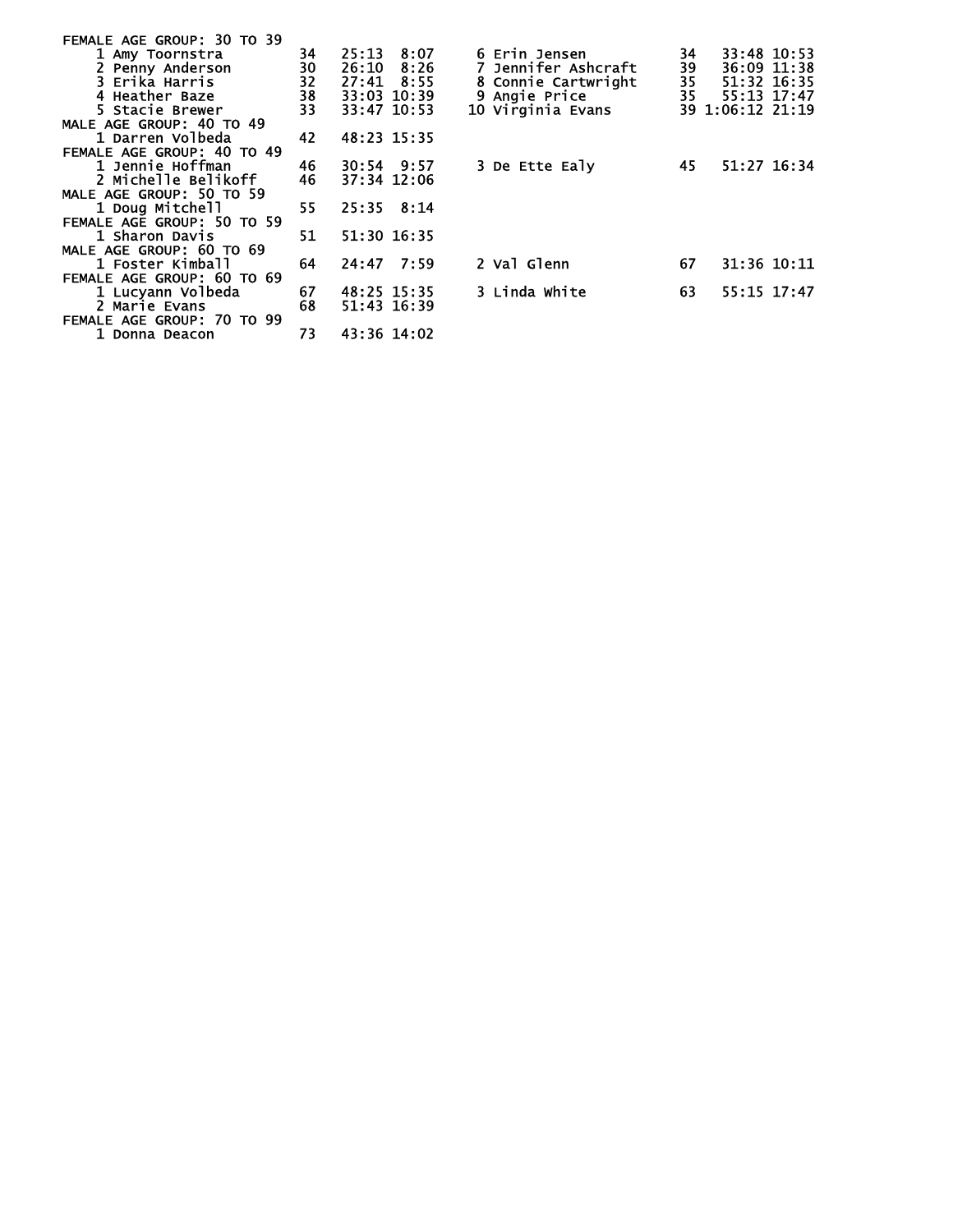FEMALE AGE GROUP: 30 TO 39

| | | | | | | | | |
|---|---|---|---|---|---|---|---|---|
| 1 | Amy Toornstra | 34 | 25:13 | 8:07 | 6 Erin Jensen | 34 | 33:48 | 10:53 |
| 2 | Penny Anderson | 30 | 26:10 | 8:26 | 7 Jennifer Ashcraft | 39 | 36:09 | 11:38 |
| 3 | Erika Harris | 32 | 27:41 | 8:55 | 8 Connie Cartwright | 35 | 51:32 | 16:35 |
| 4 | Heather Baze | 38 | 33:03 | 10:39 | 9 Angie Price | 35 | 55:13 | 17:47 |
| 5 | Stacie Brewer | 33 | 33:47 | 10:53 | 10 Virginia Evans | 39 | 1:06:12 | 21:19 |

MALE AGE GROUP: 40 TO 49

| | | | | |
|---|---|---|---|---|
| 1 | Darren Volbeda | 42 | 48:23 | 15:35 |

FEMALE AGE GROUP: 40 TO 49

| | | | | | | | | |
|---|---|---|---|---|---|---|---|---|
| 1 | Jennie Hoffman | 46 | 30:54 | 9:57 | 3 De Ette Ealy | 45 | 51:27 | 16:34 |
| 2 | Michelle Belikoff | 46 | 37:34 | 12:06 | | | | |

MALE AGE GROUP: 50 TO 59

| | | | | |
|---|---|---|---|---|
| 1 | Doug Mitchell | 55 | 25:35 | 8:14 |

FEMALE AGE GROUP: 50 TO 59

| | | | | |
|---|---|---|---|---|
| 1 | Sharon Davis | 51 | 51:30 | 16:35 |

MALE AGE GROUP: 60 TO 69

| | | | | | | | | |
|---|---|---|---|---|---|---|---|---|
| 1 | Foster Kimball | 64 | 24:47 | 7:59 | 2 Val Glenn | 67 | 31:36 | 10:11 |

FEMALE AGE GROUP: 60 TO 69

| | | | | | | | | |
|---|---|---|---|---|---|---|---|---|
| 1 | Lucyann Volbeda | 67 | 48:25 | 15:35 | 3 Linda White | 63 | 55:15 | 17:47 |
| 2 | Marie Evans | 68 | 51:43 | 16:39 | | | | |

FEMALE AGE GROUP: 70 TO 99

| | | | | |
|---|---|---|---|---|
| 1 | Donna Deacon | 73 | 43:36 | 14:02 |